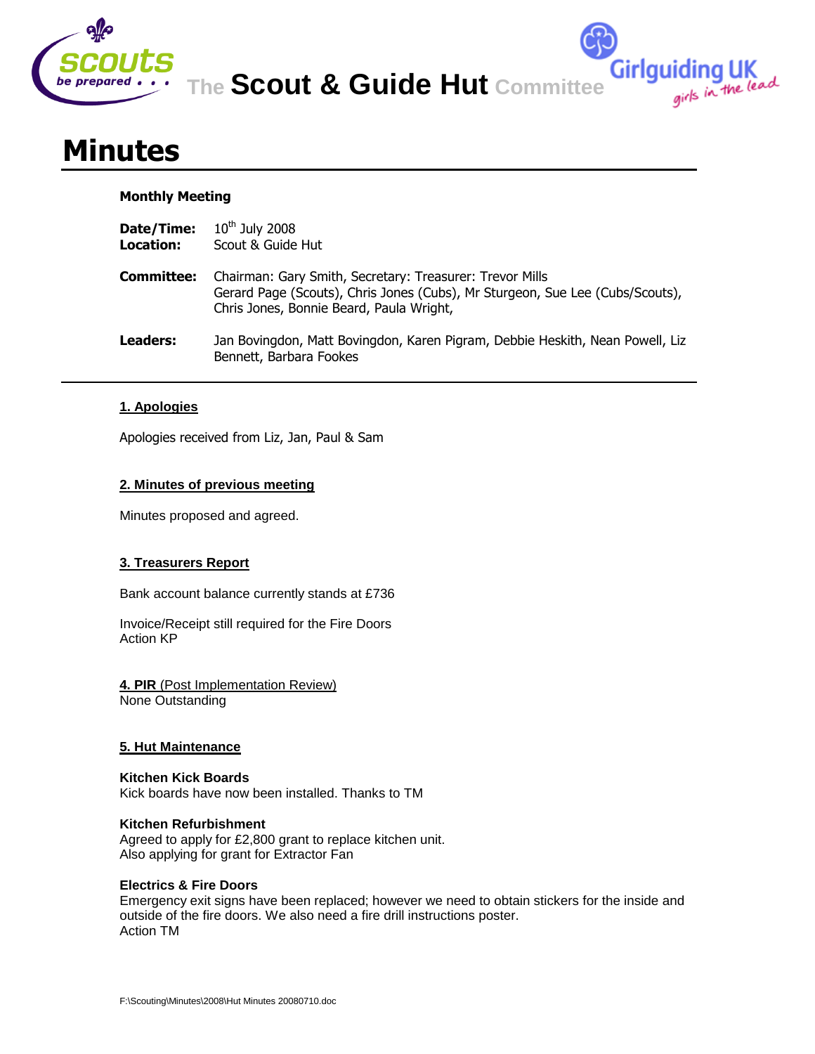The **Scout & Guide Hut** Committee

# Minutes

**Monthly Meeting**

**Date/Time:** 10th July 2008
**Location:** Scout & Guide Hut

**Committee:** Chairman: Gary Smith, Secretary: Treasurer: Trevor Mills
Gerard Page (Scouts), Chris Jones (Cubs), Mr Sturgeon, Sue Lee (Cubs/Scouts), Chris Jones, Bonnie Beard, Paula Wright,

**Leaders:** Jan Bovingdon, Matt Bovingdon, Karen Pigram, Debbie Heskith, Nean Powell, Liz Bennett, Barbara Fookes

---

## 1. Apologies

Apologies received from Liz, Jan, Paul & Sam

## 2. Minutes of previous meeting

Minutes proposed and agreed.

## 3. Treasurers Report

Bank account balance currently stands at £736

Invoice/Receipt still required for the Fire Doors
Action KP

## 4. PIR (Post Implementation Review)

None Outstanding

## 5. Hut Maintenance

**Kitchen Kick Boards**
Kick boards have now been installed. Thanks to TM

**Kitchen Refurbishment**
Agreed to apply for £2,800 grant to replace kitchen unit.
Also applying for grant for Extractor Fan

**Electrics & Fire Doors**
Emergency exit signs have been replaced; however we need to obtain stickers for the inside and outside of the fire doors. We also need a fire drill instructions poster.
Action TM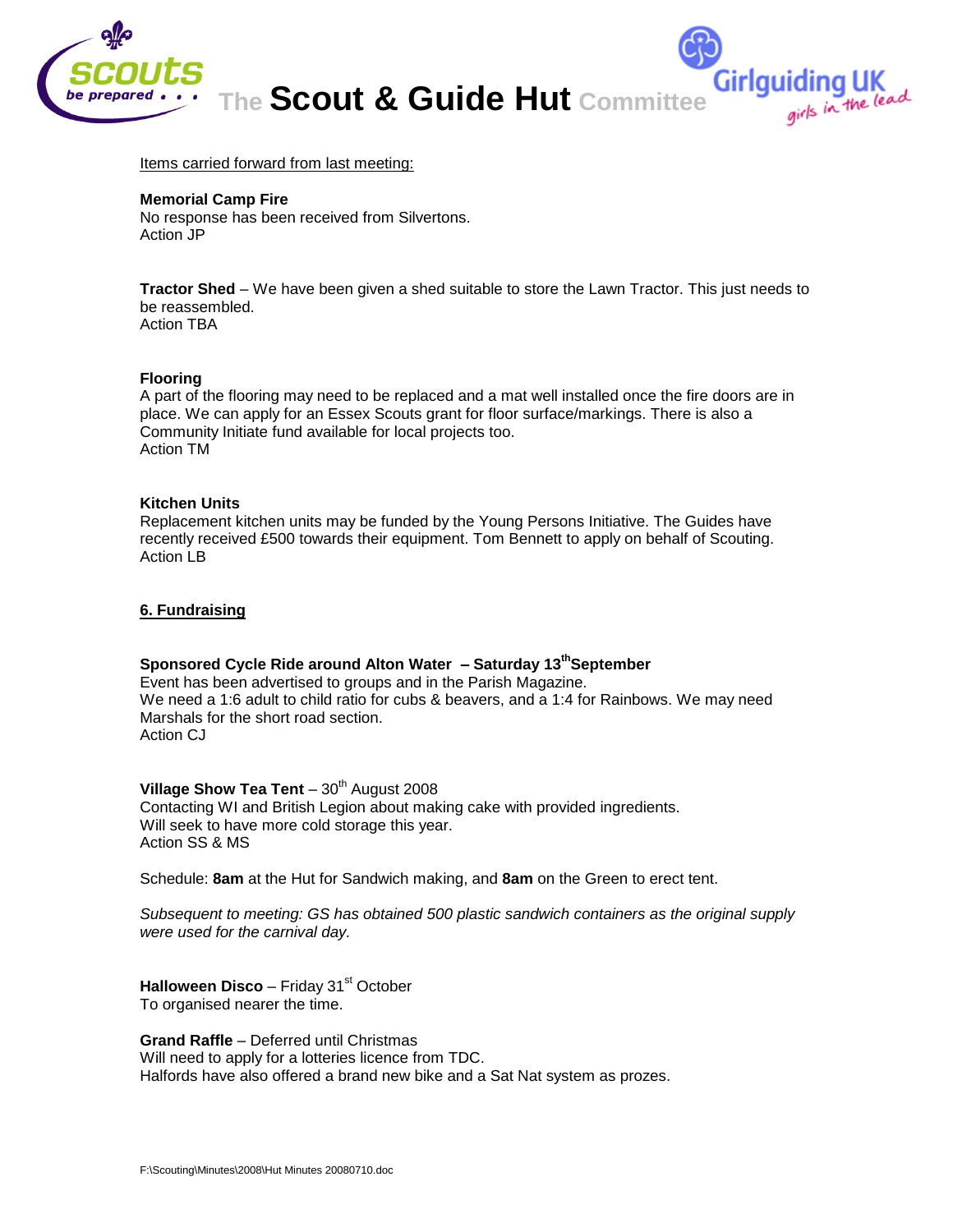Items carried forward from last meeting:

**Memorial Camp Fire**
No response has been received from Silvertons.
Action JP

**Tractor Shed** – We have been given a shed suitable to store the Lawn Tractor. This just needs to be reassembled.
Action TBA

**Flooring**
A part of the flooring may need to be replaced and a mat well installed once the fire doors are in place. We can apply for an Essex Scouts grant for floor surface/markings. There is also a Community Initiate fund available for local projects too.
Action TM

**Kitchen Units**
Replacement kitchen units may be funded by the Young Persons Initiative. The Guides have recently received £500 towards their equipment. Tom Bennett to apply on behalf of Scouting.
Action LB

## 6. Fundraising

**Sponsored Cycle Ride around Alton Water – Saturday 13th September**
Event has been advertised to groups and in the Parish Magazine.
We need a 1:6 adult to child ratio for cubs & beavers, and a 1:4 for Rainbows. We may need Marshals for the short road section.
Action CJ

**Village Show Tea Tent** – 30th August 2008
Contacting WI and British Legion about making cake with provided ingredients.
Will seek to have more cold storage this year.
Action SS & MS

Schedule: **8am** at the Hut for Sandwich making, and **8am** on the Green to erect tent.

*Subsequent to meeting: GS has obtained 500 plastic sandwich containers as the original supply were used for the carnival day.*

**Halloween Disco** – Friday 31st October
To organised nearer the time.

**Grand Raffle** – Deferred until Christmas
Will need to apply for a lotteries licence from TDC.
Halfords have also offered a brand new bike and a Sat Nat system as prozes.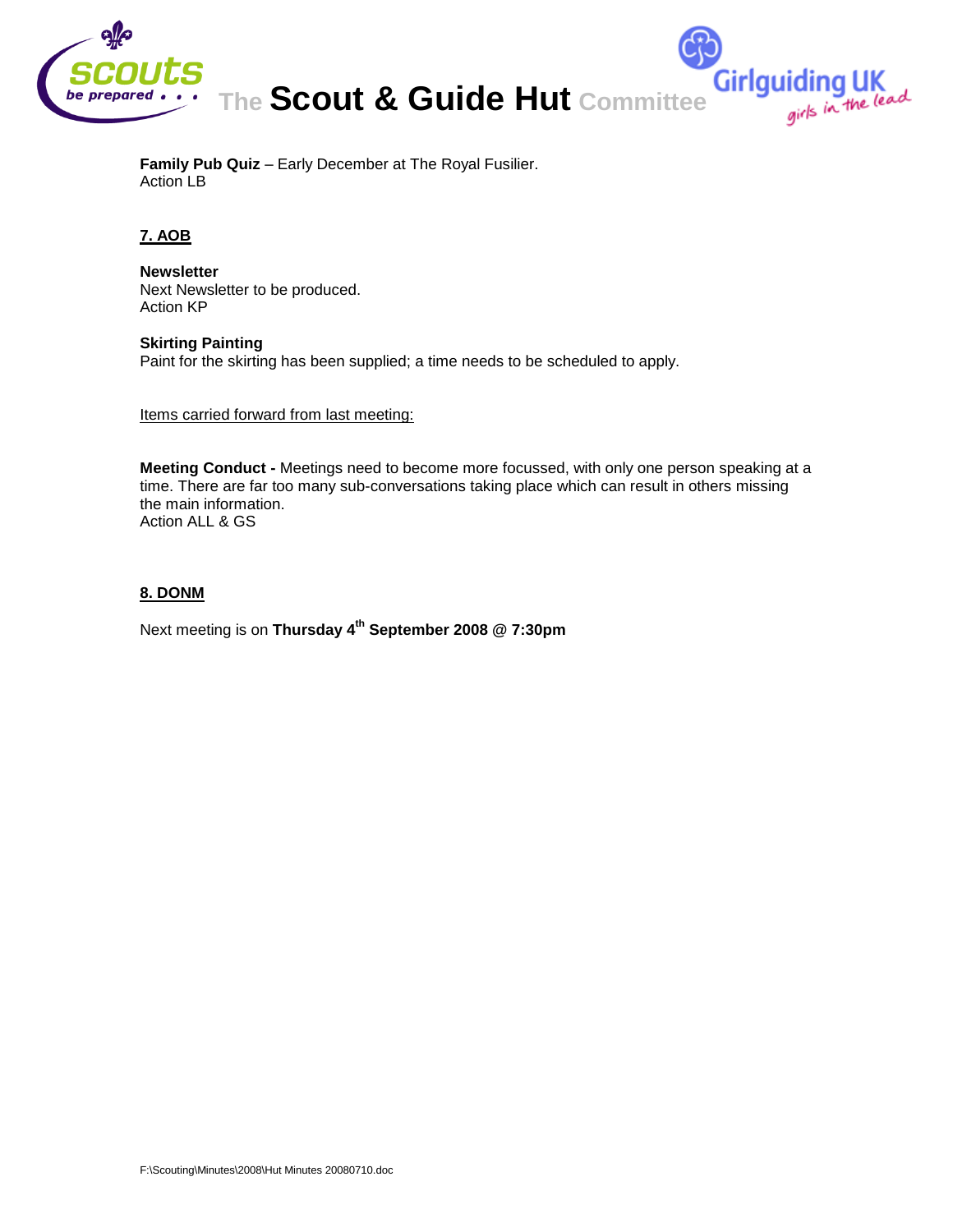**Family Pub Quiz** – Early December at The Royal Fusilier.
Action LB

## 7. AOB

**Newsletter**
Next Newsletter to be produced.
Action KP

**Skirting Painting**
Paint for the skirting has been supplied; a time needs to be scheduled to apply.

Items carried forward from last meeting:

**Meeting Conduct -** Meetings need to become more focussed, with only one person speaking at a time. There are far too many sub-conversations taking place which can result in others missing the main information.
Action ALL & GS

## 8. DONM

Next meeting is on **Thursday 4th September 2008 @ 7:30pm**